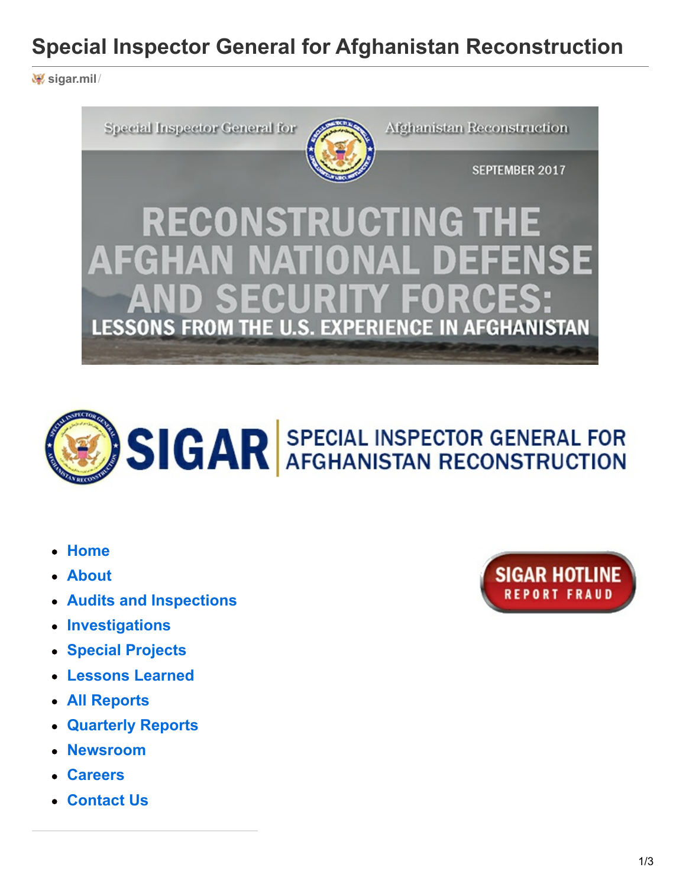# Special Inspector General for Afghanistan Reconstruction

sigar.mil/

Special Inspector General for Afghanistan Reconstruction

SEPTEMBER 2017

RECONSTRUCTING THE AFGHAN NATIONAL DEFENSE AND SECURITY FORCES: LESSONS FROM THE U.S. EXPERIENCE IN AFGHANISTAN

SIGAR SPECIAL INSPECTOR GENERAL FOR AFGHANISTAN RECONSTRUCTION

- Home
- About
- Audits and Inspections
- Investigations
- Special Projects
- Lessons Learned
- All Reports
- Quarterly Reports
- Newsroom
- Careers
- Contact Us

SIGAR HOTLINE
REPORT FRAUD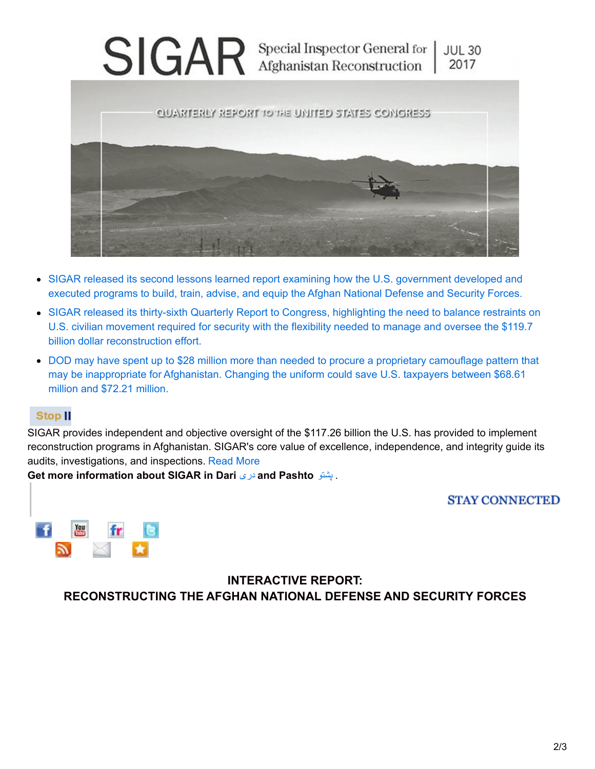SIGAR Special Inspector General for Afghanistan Reconstruction | JUL 30 2017

QUARTERLY REPORT TO THE UNITED STATES CONGRESS

- SIGAR released its second lessons learned report examining how the U.S. government developed and executed programs to build, train, advise, and equip the Afghan National Defense and Security Forces.
- SIGAR released its thirty-sixth Quarterly Report to Congress, highlighting the need to balance restraints on U.S. civilian movement required for security with the flexibility needed to manage and oversee the $119.7 billion dollar reconstruction effort.
- DOD may have spent up to $28 million more than needed to procure a proprietary camouflage pattern that may be inappropriate for Afghanistan. Changing the uniform could save U.S. taxpayers between $68.61 million and $72.21 million.

Stop II

SIGAR provides independent and objective oversight of the $117.26 billion the U.S. has provided to implement reconstruction programs in Afghanistan. SIGAR's core value of excellence, independence, and integrity guide its audits, investigations, and inspections. Read More

**Get more information about SIGAR in Dari** دری **and Pashto** پشتو .

STAY CONNECTED

**INTERACTIVE REPORT:**
**RECONSTRUCTING THE AFGHAN NATIONAL DEFENSE AND SECURITY FORCES**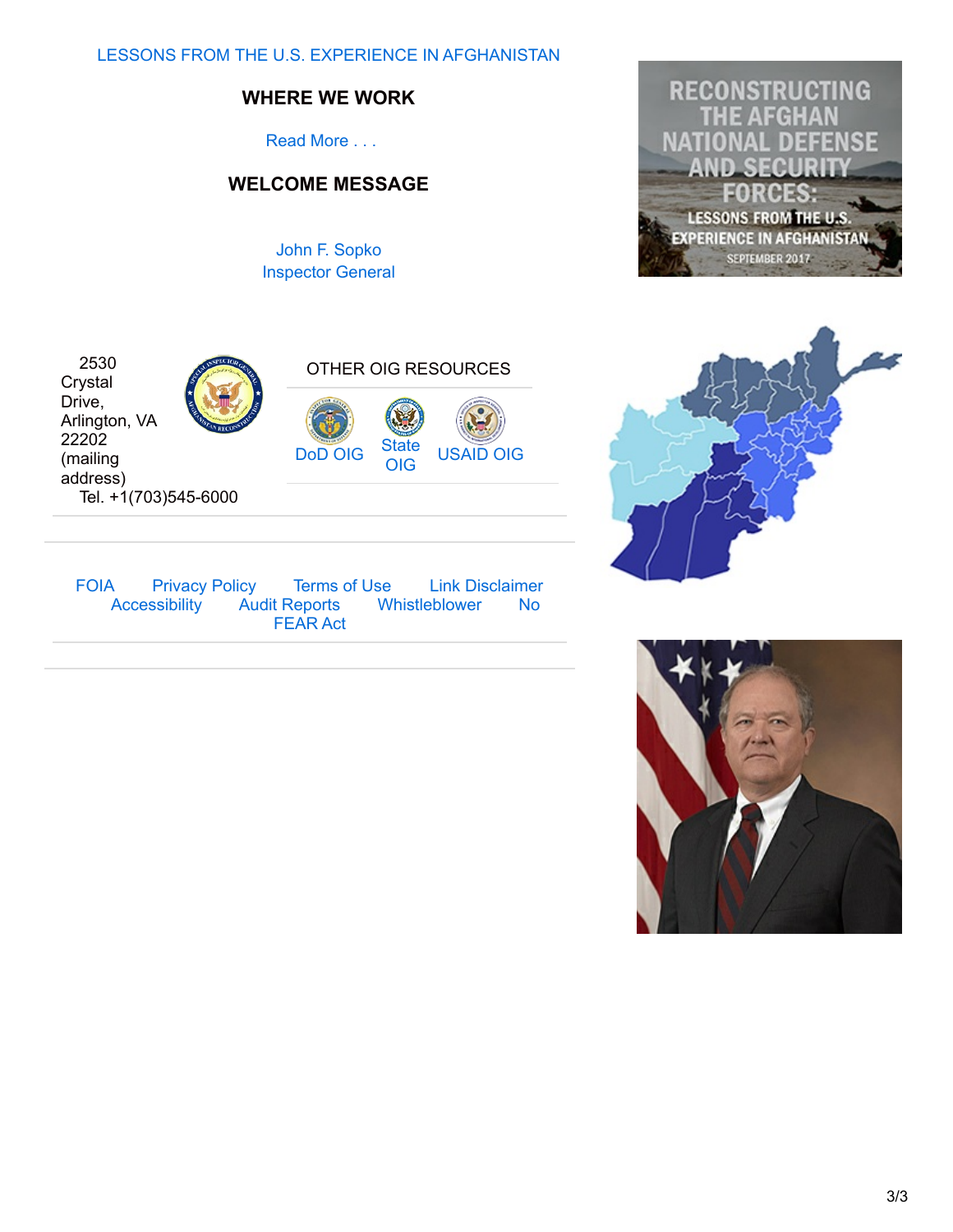LESSONS FROM THE U.S. EXPERIENCE IN AFGHANISTAN

**WHERE WE WORK**

Read More . . .

**WELCOME MESSAGE**

John F. Sopko
Inspector General

2530 Crystal Drive, Arlington, VA 22202 (mailing address)
Tel. +1(703)545-6000

OTHER OIG RESOURCES

DoD OIG State OIG USAID OIG

FOIA Privacy Policy Terms of Use Link Disclaimer Accessibility Audit Reports Whistleblower No FEAR Act